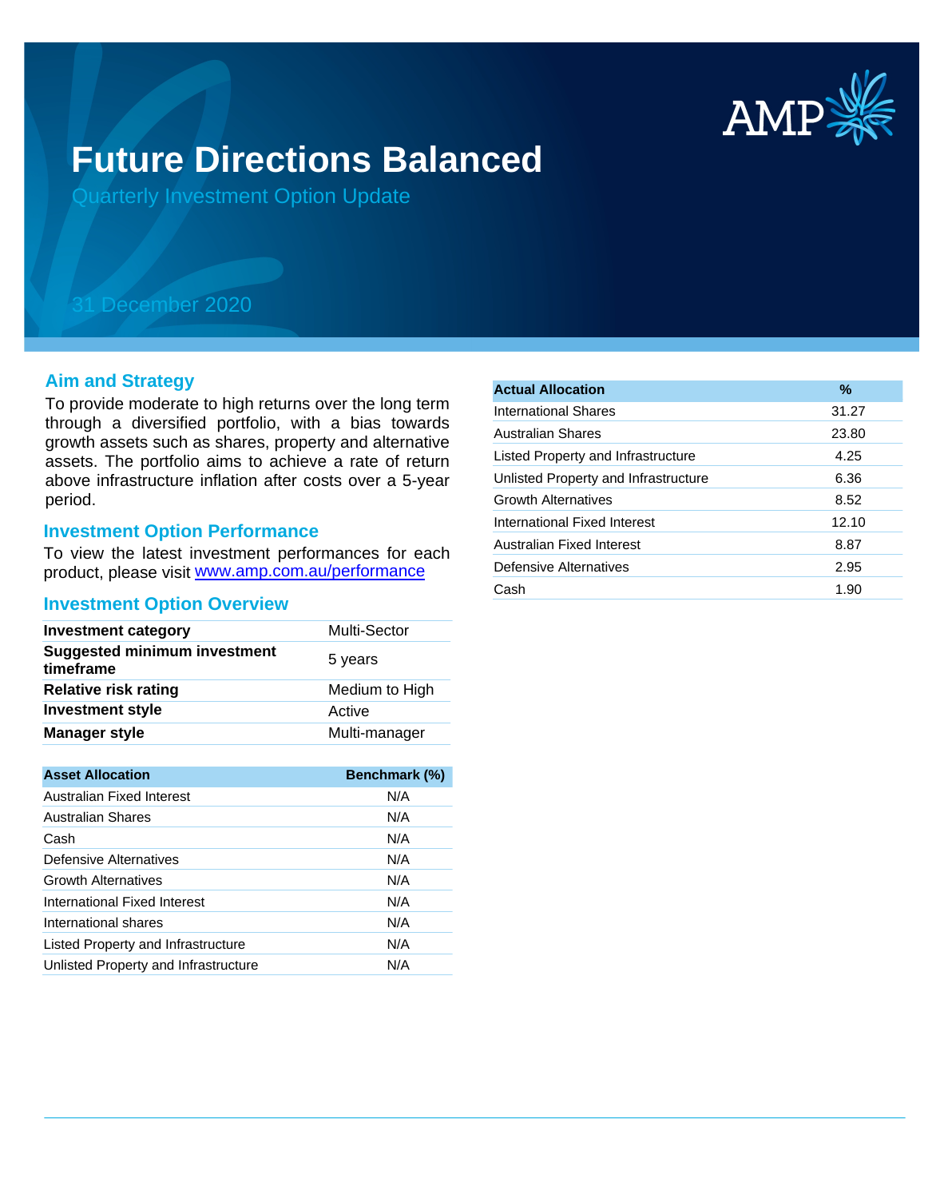# Future Directions Balanced

Quarterly Investment Option Update

31 December 2020

## Aim and Strategy

To provide moderate to high returns over the long term through a diversified portfolio, with a bias towards growth assets such as shares, property and alternative assets. The portfolio aims to achieve a rate of return above infrastructure inflation after costs over a 5-year period.

## Investment Option Performance

To view the latest investment performances for each product, please visit www.amp.com.au/performance

## Investment Option Overview

| | |
|---|---|
| **Investment category** | Multi-Sector |
| **Suggested minimum investment timeframe** | 5 years |
| **Relative risk rating** | Medium to High |
| **Investment style** | Active |
| **Manager style** | Multi-manager |

| Asset Allocation | Benchmark (%) |
|---|---|
| Australian Fixed Interest | N/A |
| Australian Shares | N/A |
| Cash | N/A |
| Defensive Alternatives | N/A |
| Growth Alternatives | N/A |
| International Fixed Interest | N/A |
| International shares | N/A |
| Listed Property and Infrastructure | N/A |
| Unlisted Property and Infrastructure | N/A |

| Actual Allocation | % |
|---|---|
| International Shares | 31.27 |
| Australian Shares | 23.80 |
| Listed Property and Infrastructure | 4.25 |
| Unlisted Property and Infrastructure | 6.36 |
| Growth Alternatives | 8.52 |
| International Fixed Interest | 12.10 |
| Australian Fixed Interest | 8.87 |
| Defensive Alternatives | 2.95 |
| Cash | 1.90 |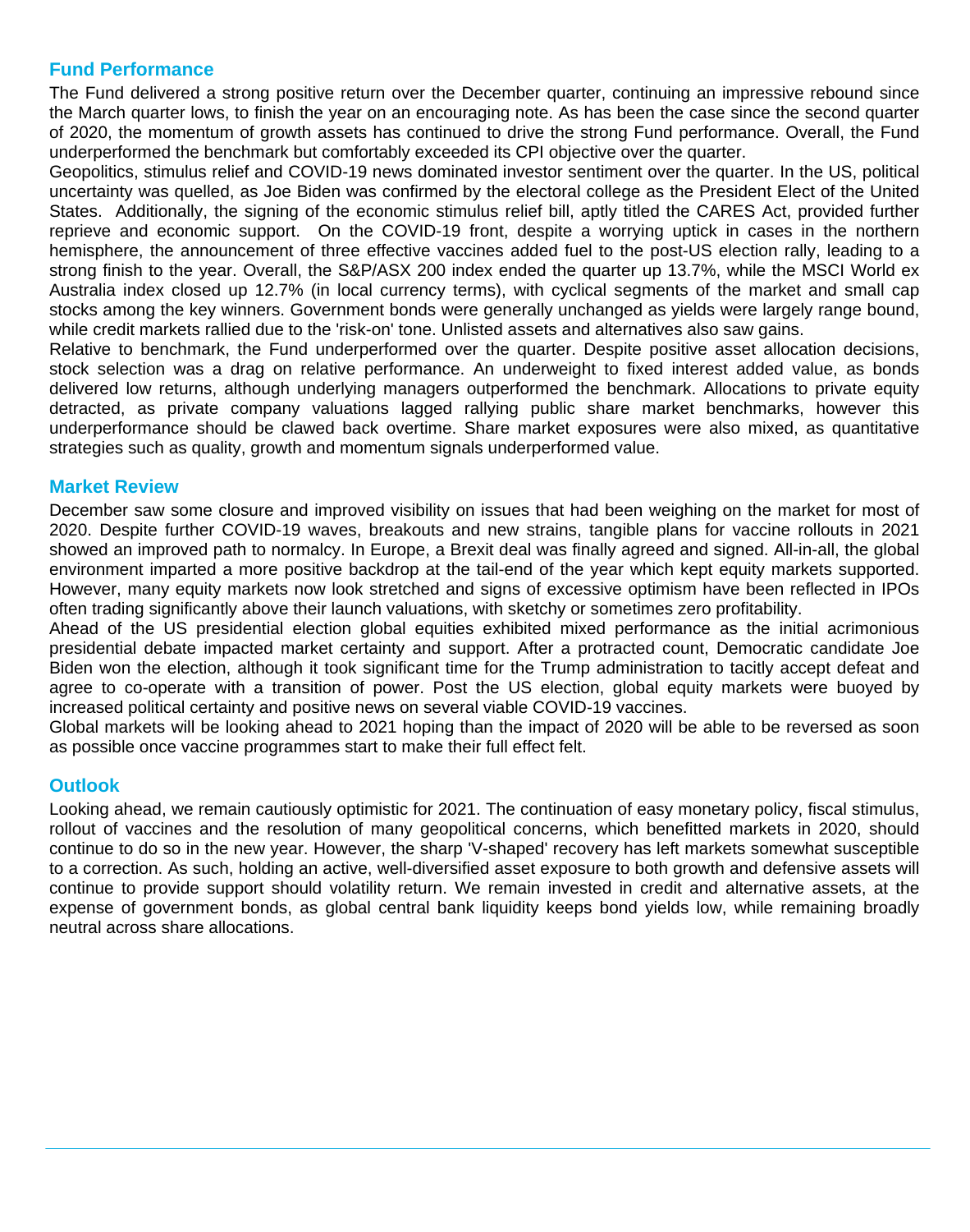## Fund Performance

The Fund delivered a strong positive return over the December quarter, continuing an impressive rebound since the March quarter lows, to finish the year on an encouraging note. As has been the case since the second quarter of 2020, the momentum of growth assets has continued to drive the strong Fund performance. Overall, the Fund underperformed the benchmark but comfortably exceeded its CPI objective over the quarter.

Geopolitics, stimulus relief and COVID-19 news dominated investor sentiment over the quarter. In the US, political uncertainty was quelled, as Joe Biden was confirmed by the electoral college as the President Elect of the United States. Additionally, the signing of the economic stimulus relief bill, aptly titled the CARES Act, provided further reprieve and economic support. On the COVID-19 front, despite a worrying uptick in cases in the northern hemisphere, the announcement of three effective vaccines added fuel to the post-US election rally, leading to a strong finish to the year. Overall, the S&P/ASX 200 index ended the quarter up 13.7%, while the MSCI World ex Australia index closed up 12.7% (in local currency terms), with cyclical segments of the market and small cap stocks among the key winners. Government bonds were generally unchanged as yields were largely range bound, while credit markets rallied due to the 'risk-on' tone. Unlisted assets and alternatives also saw gains.

Relative to benchmark, the Fund underperformed over the quarter. Despite positive asset allocation decisions, stock selection was a drag on relative performance. An underweight to fixed interest added value, as bonds delivered low returns, although underlying managers outperformed the benchmark. Allocations to private equity detracted, as private company valuations lagged rallying public share market benchmarks, however this underperformance should be clawed back overtime. Share market exposures were also mixed, as quantitative strategies such as quality, growth and momentum signals underperformed value.

## Market Review

December saw some closure and improved visibility on issues that had been weighing on the market for most of 2020. Despite further COVID-19 waves, breakouts and new strains, tangible plans for vaccine rollouts in 2021 showed an improved path to normalcy. In Europe, a Brexit deal was finally agreed and signed. All-in-all, the global environment imparted a more positive backdrop at the tail-end of the year which kept equity markets supported. However, many equity markets now look stretched and signs of excessive optimism have been reflected in IPOs often trading significantly above their launch valuations, with sketchy or sometimes zero profitability.

Ahead of the US presidential election global equities exhibited mixed performance as the initial acrimonious presidential debate impacted market certainty and support. After a protracted count, Democratic candidate Joe Biden won the election, although it took significant time for the Trump administration to tacitly accept defeat and agree to co-operate with a transition of power. Post the US election, global equity markets were buoyed by increased political certainty and positive news on several viable COVID-19 vaccines.

Global markets will be looking ahead to 2021 hoping than the impact of 2020 will be able to be reversed as soon as possible once vaccine programmes start to make their full effect felt.

## Outlook

Looking ahead, we remain cautiously optimistic for 2021. The continuation of easy monetary policy, fiscal stimulus, rollout of vaccines and the resolution of many geopolitical concerns, which benefitted markets in 2020, should continue to do so in the new year. However, the sharp 'V-shaped' recovery has left markets somewhat susceptible to a correction. As such, holding an active, well-diversified asset exposure to both growth and defensive assets will continue to provide support should volatility return. We remain invested in credit and alternative assets, at the expense of government bonds, as global central bank liquidity keeps bond yields low, while remaining broadly neutral across share allocations.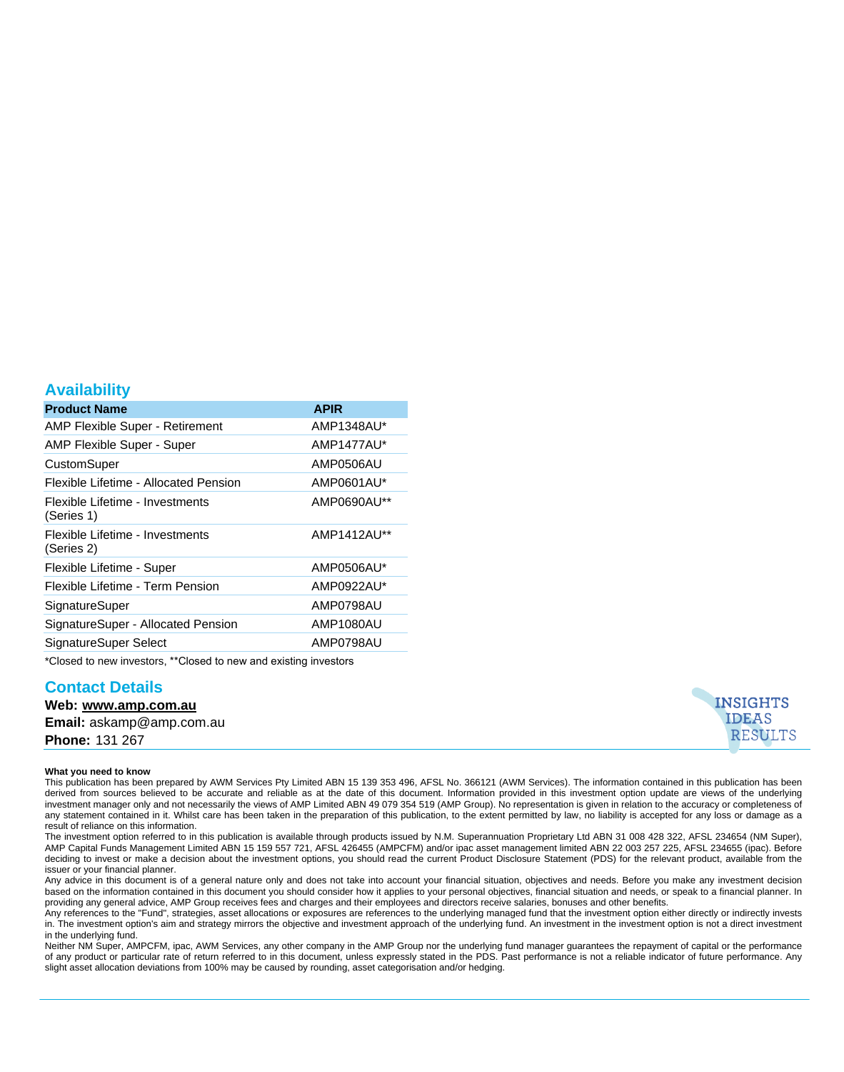## Availability

| Product Name | APIR |
| --- | --- |
| AMP Flexible Super - Retirement | AMP1348AU* |
| AMP Flexible Super - Super | AMP1477AU* |
| CustomSuper | AMP0506AU |
| Flexible Lifetime - Allocated Pension | AMP0601AU* |
| Flexible Lifetime - Investments (Series 1) | AMP0690AU** |
| Flexible Lifetime - Investments (Series 2) | AMP1412AU** |
| Flexible Lifetime - Super | AMP0506AU* |
| Flexible Lifetime - Term Pension | AMP0922AU* |
| SignatureSuper | AMP0798AU |
| SignatureSuper - Allocated Pension | AMP1080AU |
| SignatureSuper Select | AMP0798AU |

*Closed to new investors, **Closed to new and existing investors

## Contact Details

**Web:** **www.amp.com.au**
**Email:** askamp@amp.com.au
**Phone:** 131 267

INSIGHTS
IDEAS
RESULTS

**What you need to know**

This publication has been prepared by AWM Services Pty Limited ABN 15 139 353 496, AFSL No. 366121 (AWM Services). The information contained in this publication has been derived from sources believed to be accurate and reliable as at the date of this document. Information provided in this investment option update are views of the underlying investment manager only and not necessarily the views of AMP Limited ABN 49 079 354 519 (AMP Group). No representation is given in relation to the accuracy or completeness of any statement contained in it. Whilst care has been taken in the preparation of this publication, to the extent permitted by law, no liability is accepted for any loss or damage as a result of reliance on this information.

The investment option referred to in this publication is available through products issued by N.M. Superannuation Proprietary Ltd ABN 31 008 428 322, AFSL 234654 (NM Super), AMP Capital Funds Management Limited ABN 15 159 557 721, AFSL 426455 (AMPCFM) and/or ipac asset management limited ABN 22 003 257 225, AFSL 234655 (ipac). Before deciding to invest or make a decision about the investment options, you should read the current Product Disclosure Statement (PDS) for the relevant product, available from the issuer or your financial planner.

Any advice in this document is of a general nature only and does not take into account your financial situation, objectives and needs. Before you make any investment decision based on the information contained in this document you should consider how it applies to your personal objectives, financial situation and needs, or speak to a financial planner. In providing any general advice, AMP Group receives fees and charges and their employees and directors receive salaries, bonuses and other benefits.

Any references to the "Fund", strategies, asset allocations or exposures are references to the underlying managed fund that the investment option either directly or indirectly invests in. The investment option's aim and strategy mirrors the objective and investment approach of the underlying fund. An investment in the investment option is not a direct investment in the underlying fund.

Neither NM Super, AMPCFM, ipac, AWM Services, any other company in the AMP Group nor the underlying fund manager guarantees the repayment of capital or the performance of any product or particular rate of return referred to in this document, unless expressly stated in the PDS. Past performance is not a reliable indicator of future performance. Any slight asset allocation deviations from 100% may be caused by rounding, asset categorisation and/or hedging.